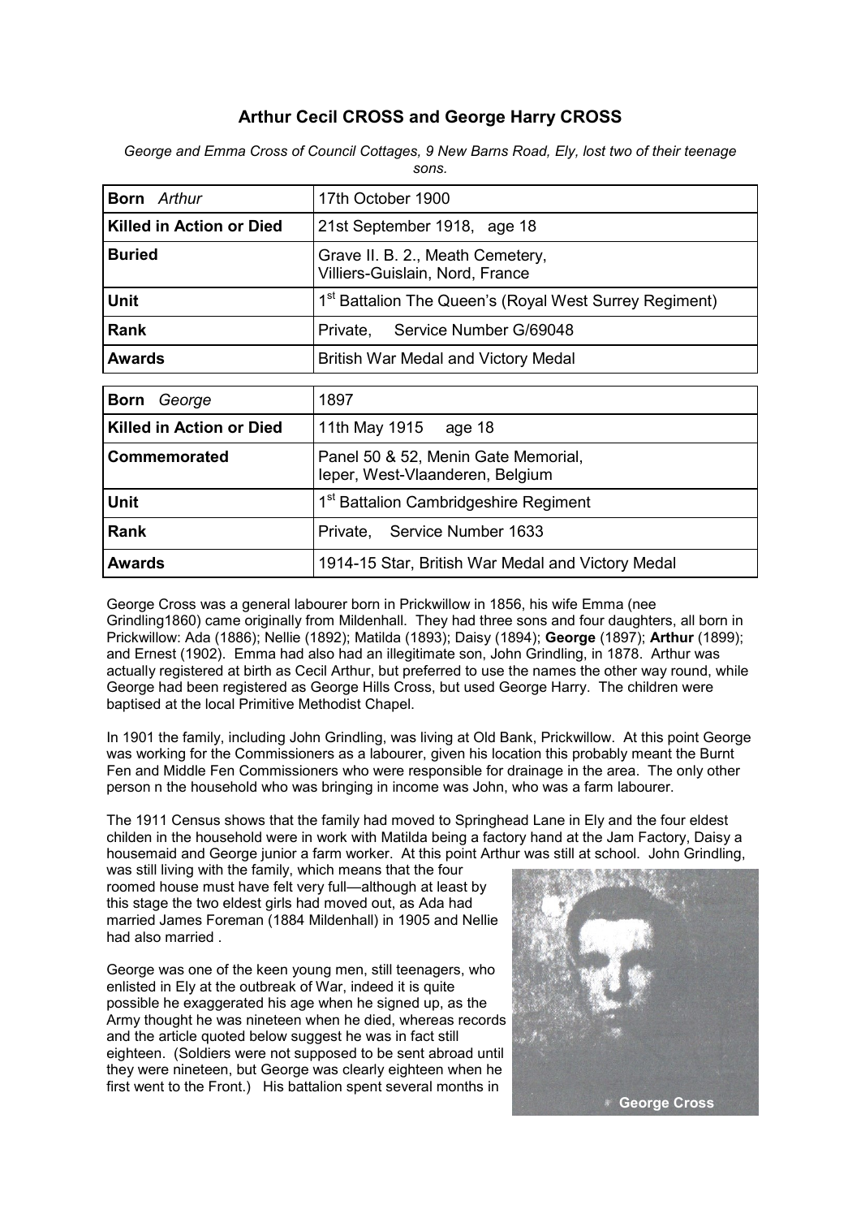# Arthur Cecil CROSS and George Harry CROSS

*George and Emma Cross of Council Cottages, 9 New Barns Road, Ely, lost two of their teenage sons.*

| **Born** *Arthur* | 17th October 1900 |
|---|---|
| **Killed in Action or Died** | 21st September 1918, age 18 |
| **Buried** | Grave II. B. 2., Meath Cemetery, Villiers-Guislain, Nord, France |
| **Unit** | 1st Battalion The Queen's (Royal West Surrey Regiment) |
| **Rank** | Private, Service Number G/69048 |
| **Awards** | British War Medal and Victory Medal |

| **Born** *George* | 1897 |
|---|---|
| **Killed in Action or Died** | 11th May 1915 age 18 |
| **Commemorated** | Panel 50 & 52, Menin Gate Memorial, Ieper, West-Vlaanderen, Belgium |
| **Unit** | 1st Battalion Cambridgeshire Regiment |
| **Rank** | Private, Service Number 1633 |
| **Awards** | 1914-15 Star, British War Medal and Victory Medal |

George Cross was a general labourer born in Prickwillow in 1856, his wife Emma (nee Grindling1860) came originally from Mildenhall. They had three sons and four daughters, all born in Prickwillow: Ada (1886); Nellie (1892); Matilda (1893); Daisy (1894); **George** (1897); **Arthur** (1899); and Ernest (1902). Emma had also had an illegitimate son, John Grindling, in 1878. Arthur was actually registered at birth as Cecil Arthur, but preferred to use the names the other way round, while George had been registered as George Hills Cross, but used George Harry. The children were baptised at the local Primitive Methodist Chapel.

In 1901 the family, including John Grindling, was living at Old Bank, Prickwillow. At this point George was working for the Commissioners as a labourer, given his location this probably meant the Burnt Fen and Middle Fen Commissioners who were responsible for drainage in the area. The only other person n the household who was bringing in income was John, who was a farm labourer.

The 1911 Census shows that the family had moved to Springhead Lane in Ely and the four eldest childen in the household were in work with Matilda being a factory hand at the Jam Factory, Daisy a housemaid and George junior a farm worker. At this point Arthur was still at school. John Grindling, was still living with the family, which means that the four roomed house must have felt very full—although at least by this stage the two eldest girls had moved out, as Ada had married James Foreman (1884 Mildenhall) in 1905 and Nellie had also married .

George Cross

George was one of the keen young men, still teenagers, who enlisted in Ely at the outbreak of War, indeed it is quite possible he exaggerated his age when he signed up, as the Army thought he was nineteen when he died, whereas records and the article quoted below suggest he was in fact still eighteen. (Soldiers were not supposed to be sent abroad until they were nineteen, but George was clearly eighteen when he first went to the Front.) His battalion spent several months in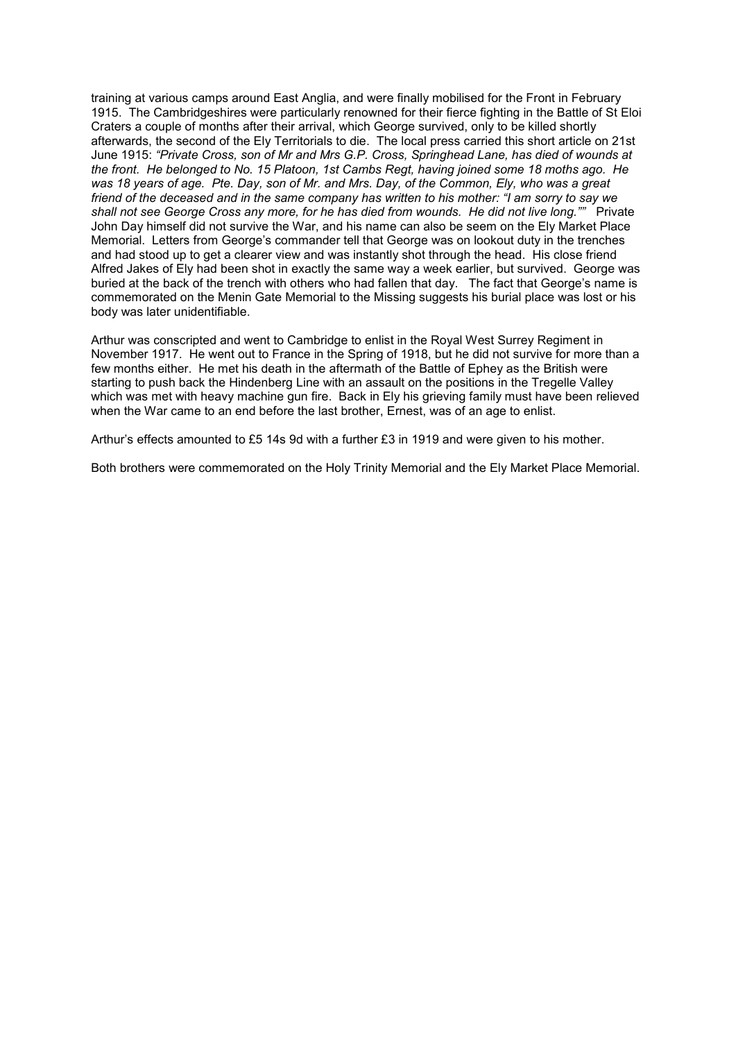training at various camps around East Anglia, and were finally mobilised for the Front in February 1915. The Cambridgeshires were particularly renowned for their fierce fighting in the Battle of St Eloi Craters a couple of months after their arrival, which George survived, only to be killed shortly afterwards, the second of the Ely Territorials to die. The local press carried this short article on 21st June 1915: *"Private Cross, son of Mr and Mrs G.P. Cross, Springhead Lane, has died of wounds at the front. He belonged to No. 15 Platoon, 1st Cambs Regt, having joined some 18 moths ago. He was 18 years of age. Pte. Day, son of Mr. and Mrs. Day, of the Common, Ely, who was a great friend of the deceased and in the same company has written to his mother: "I am sorry to say we shall not see George Cross any more, for he has died from wounds. He did not live long.""* Private John Day himself did not survive the War, and his name can also be seem on the Ely Market Place Memorial. Letters from George's commander tell that George was on lookout duty in the trenches and had stood up to get a clearer view and was instantly shot through the head. His close friend Alfred Jakes of Ely had been shot in exactly the same way a week earlier, but survived. George was buried at the back of the trench with others who had fallen that day. The fact that George's name is commemorated on the Menin Gate Memorial to the Missing suggests his burial place was lost or his body was later unidentifiable.

Arthur was conscripted and went to Cambridge to enlist in the Royal West Surrey Regiment in November 1917. He went out to France in the Spring of 1918, but he did not survive for more than a few months either. He met his death in the aftermath of the Battle of Ephey as the British were starting to push back the Hindenberg Line with an assault on the positions in the Tregelle Valley which was met with heavy machine gun fire. Back in Ely his grieving family must have been relieved when the War came to an end before the last brother, Ernest, was of an age to enlist.

Arthur's effects amounted to £5 14s 9d with a further £3 in 1919 and were given to his mother.

Both brothers were commemorated on the Holy Trinity Memorial and the Ely Market Place Memorial.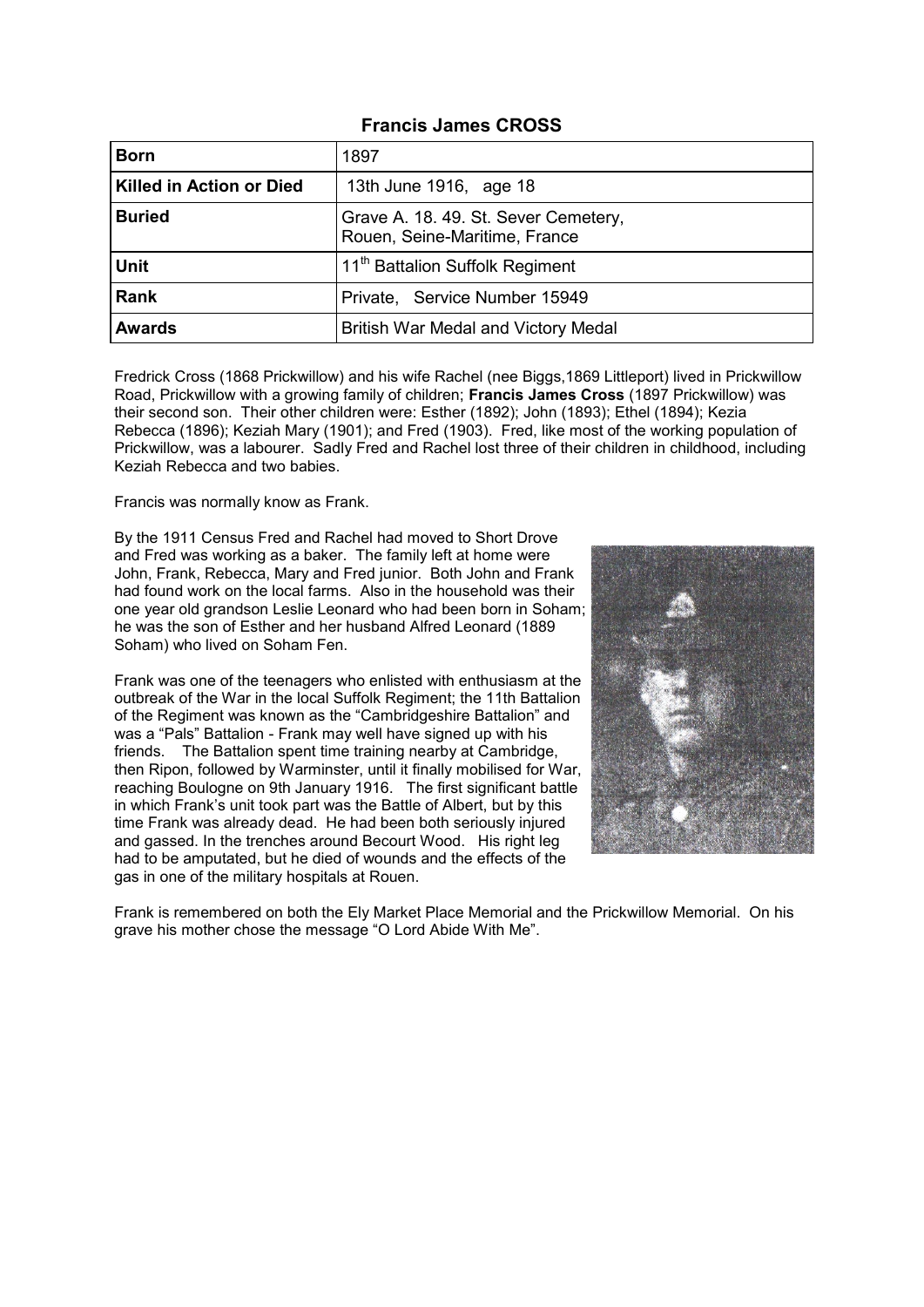# Francis James CROSS

| | |
|---|---|
| **Born** | 1897 |
| **Killed in Action or Died** | 13th June 1916, age 18 |
| **Buried** | Grave A. 18. 49. St. Sever Cemetery, Rouen, Seine-Maritime, France |
| **Unit** | 11th Battalion Suffolk Regiment |
| **Rank** | Private, Service Number 15949 |
| **Awards** | British War Medal and Victory Medal |

Fredrick Cross (1868 Prickwillow) and his wife Rachel (nee Biggs,1869 Littleport) lived in Prickwillow Road, Prickwillow with a growing family of children; **Francis James Cross** (1897 Prickwillow) was their second son. Their other children were: Esther (1892); John (1893); Ethel (1894); Kezia Rebecca (1896); Keziah Mary (1901); and Fred (1903). Fred, like most of the working population of Prickwillow, was a labourer. Sadly Fred and Rachel lost three of their children in childhood, including Keziah Rebecca and two babies.

Francis was normally know as Frank.

By the 1911 Census Fred and Rachel had moved to Short Drove and Fred was working as a baker. The family left at home were John, Frank, Rebecca, Mary and Fred junior. Both John and Frank had found work on the local farms. Also in the household was their one year old grandson Leslie Leonard who had been born in Soham; he was the son of Esther and her husband Alfred Leonard (1889 Soham) who lived on Soham Fen.

Frank was one of the teenagers who enlisted with enthusiasm at the outbreak of the War in the local Suffolk Regiment; the 11th Battalion of the Regiment was known as the "Cambridgeshire Battalion" and was a "Pals" Battalion - Frank may well have signed up with his friends. The Battalion spent time training nearby at Cambridge, then Ripon, followed by Warminster, until it finally mobilised for War, reaching Boulogne on 9th January 1916. The first significant battle in which Frank's unit took part was the Battle of Albert, but by this time Frank was already dead. He had been both seriously injured and gassed. In the trenches around Becourt Wood. His right leg had to be amputated, but he died of wounds and the effects of the gas in one of the military hospitals at Rouen.

Frank is remembered on both the Ely Market Place Memorial and the Prickwillow Memorial. On his grave his mother chose the message "O Lord Abide With Me".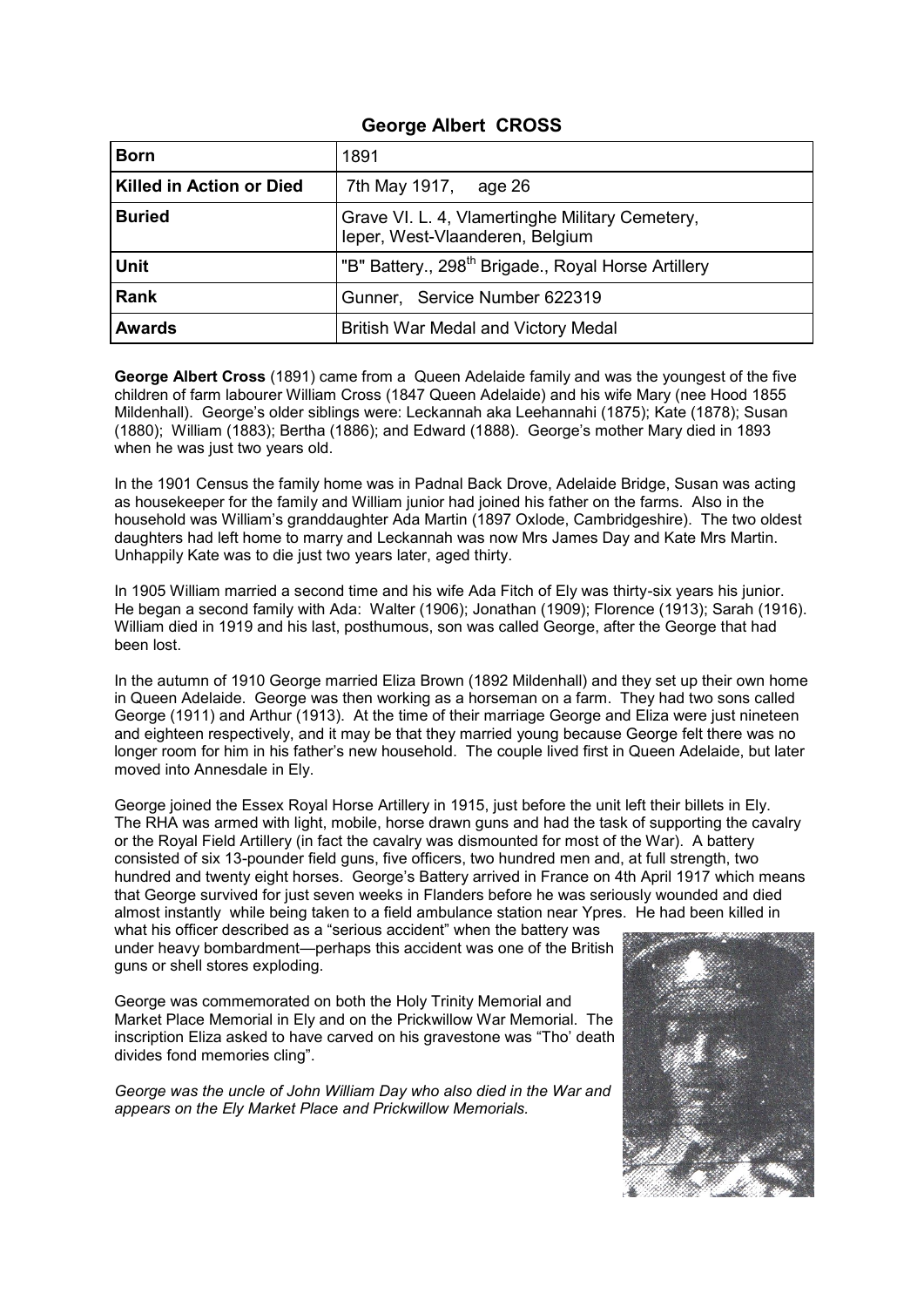## George Albert CROSS

| Born | 1891 |
|---|---|
| Killed in Action or Died | 7th May 1917, age 26 |
| Buried | Grave VI. L. 4, Vlamertinghe Military Cemetery, Ieper, West-Vlaanderen, Belgium |
| Unit | "B" Battery., 298th Brigade., Royal Horse Artillery |
| Rank | Gunner, Service Number 622319 |
| Awards | British War Medal and Victory Medal |

**George Albert Cross** (1891) came from a Queen Adelaide family and was the youngest of the five children of farm labourer William Cross (1847 Queen Adelaide) and his wife Mary (nee Hood 1855 Mildenhall). George's older siblings were: Leckannah aka Leehannahi (1875); Kate (1878); Susan (1880); William (1883); Bertha (1886); and Edward (1888). George's mother Mary died in 1893 when he was just two years old.

In the 1901 Census the family home was in Padnal Back Drove, Adelaide Bridge, Susan was acting as housekeeper for the family and William junior had joined his father on the farms. Also in the household was William's granddaughter Ada Martin (1897 Oxlode, Cambridgeshire). The two oldest daughters had left home to marry and Leckannah was now Mrs James Day and Kate Mrs Martin. Unhappily Kate was to die just two years later, aged thirty.

In 1905 William married a second time and his wife Ada Fitch of Ely was thirty-six years his junior. He began a second family with Ada: Walter (1906); Jonathan (1909); Florence (1913); Sarah (1916). William died in 1919 and his last, posthumous, son was called George, after the George that had been lost.

In the autumn of 1910 George married Eliza Brown (1892 Mildenhall) and they set up their own home in Queen Adelaide. George was then working as a horseman on a farm. They had two sons called George (1911) and Arthur (1913). At the time of their marriage George and Eliza were just nineteen and eighteen respectively, and it may be that they married young because George felt there was no longer room for him in his father's new household. The couple lived first in Queen Adelaide, but later moved into Annesdale in Ely.

George joined the Essex Royal Horse Artillery in 1915, just before the unit left their billets in Ely. The RHA was armed with light, mobile, horse drawn guns and had the task of supporting the cavalry or the Royal Field Artillery (in fact the cavalry was dismounted for most of the War). A battery consisted of six 13-pounder field guns, five officers, two hundred men and, at full strength, two hundred and twenty eight horses. George's Battery arrived in France on 4th April 1917 which means that George survived for just seven weeks in Flanders before he was seriously wounded and died almost instantly while being taken to a field ambulance station near Ypres. He had been killed in what his officer described as a "serious accident" when the battery was under heavy bombardment—perhaps this accident was one of the British guns or shell stores exploding.

George was commemorated on both the Holy Trinity Memorial and Market Place Memorial in Ely and on the Prickwillow War Memorial. The inscription Eliza asked to have carved on his gravestone was "Tho' death divides fond memories cling".

*George was the uncle of John William Day who also died in the War and appears on the Ely Market Place and Prickwillow Memorials.*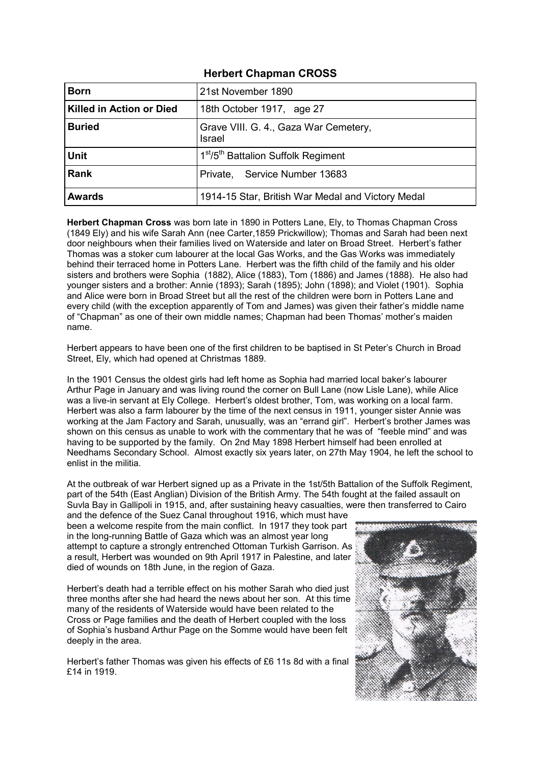## Herbert Chapman CROSS

| **Born** | 21st November 1890 |
|---|---|
| **Killed in Action or Died** | 18th October 1917, age 27 |
| **Buried** | Grave VIII. G. 4., Gaza War Cemetery, Israel |
| **Unit** | 1st/5th Battalion Suffolk Regiment |
| **Rank** | Private, Service Number 13683 |
| **Awards** | 1914-15 Star, British War Medal and Victory Medal |

**Herbert Chapman Cross** was born late in 1890 in Potters Lane, Ely, to Thomas Chapman Cross (1849 Ely) and his wife Sarah Ann (nee Carter,1859 Prickwillow); Thomas and Sarah had been next door neighbours when their families lived on Waterside and later on Broad Street. Herbert's father Thomas was a stoker cum labourer at the local Gas Works, and the Gas Works was immediately behind their terraced home in Potters Lane. Herbert was the fifth child of the family and his older sisters and brothers were Sophia (1882), Alice (1883), Tom (1886) and James (1888). He also had younger sisters and a brother: Annie (1893); Sarah (1895); John (1898); and Violet (1901). Sophia and Alice were born in Broad Street but all the rest of the children were born in Potters Lane and every child (with the exception apparently of Tom and James) was given their father's middle name of "Chapman" as one of their own middle names; Chapman had been Thomas' mother's maiden name.

Herbert appears to have been one of the first children to be baptised in St Peter's Church in Broad Street, Ely, which had opened at Christmas 1889.

In the 1901 Census the oldest girls had left home as Sophia had married local baker's labourer Arthur Page in January and was living round the corner on Bull Lane (now Lisle Lane), while Alice was a live-in servant at Ely College. Herbert's oldest brother, Tom, was working on a local farm. Herbert was also a farm labourer by the time of the next census in 1911, younger sister Annie was working at the Jam Factory and Sarah, unusually, was an "errand girl". Herbert's brother James was shown on this census as unable to work with the commentary that he was of "feeble mind" and was having to be supported by the family. On 2nd May 1898 Herbert himself had been enrolled at Needhams Secondary School. Almost exactly six years later, on 27th May 1904, he left the school to enlist in the militia.

At the outbreak of war Herbert signed up as a Private in the 1st/5th Battalion of the Suffolk Regiment, part of the 54th (East Anglian) Division of the British Army. The 54th fought at the failed assault on Suvla Bay in Gallipoli in 1915, and, after sustaining heavy casualties, were then transferred to Cairo and the defence of the Suez Canal throughout 1916, which must have been a welcome respite from the main conflict. In 1917 they took part in the long-running Battle of Gaza which was an almost year long attempt to capture a strongly entrenched Ottoman Turkish Garrison. As a result, Herbert was wounded on 9th April 1917 in Palestine, and later died of wounds on 18th June, in the region of Gaza.

Herbert's death had a terrible effect on his mother Sarah who died just three months after she had heard the news about her son. At this time many of the residents of Waterside would have been related to the Cross or Page families and the death of Herbert coupled with the loss of Sophia's husband Arthur Page on the Somme would have been felt deeply in the area.

Herbert's father Thomas was given his effects of £6 11s 8d with a final £14 in 1919.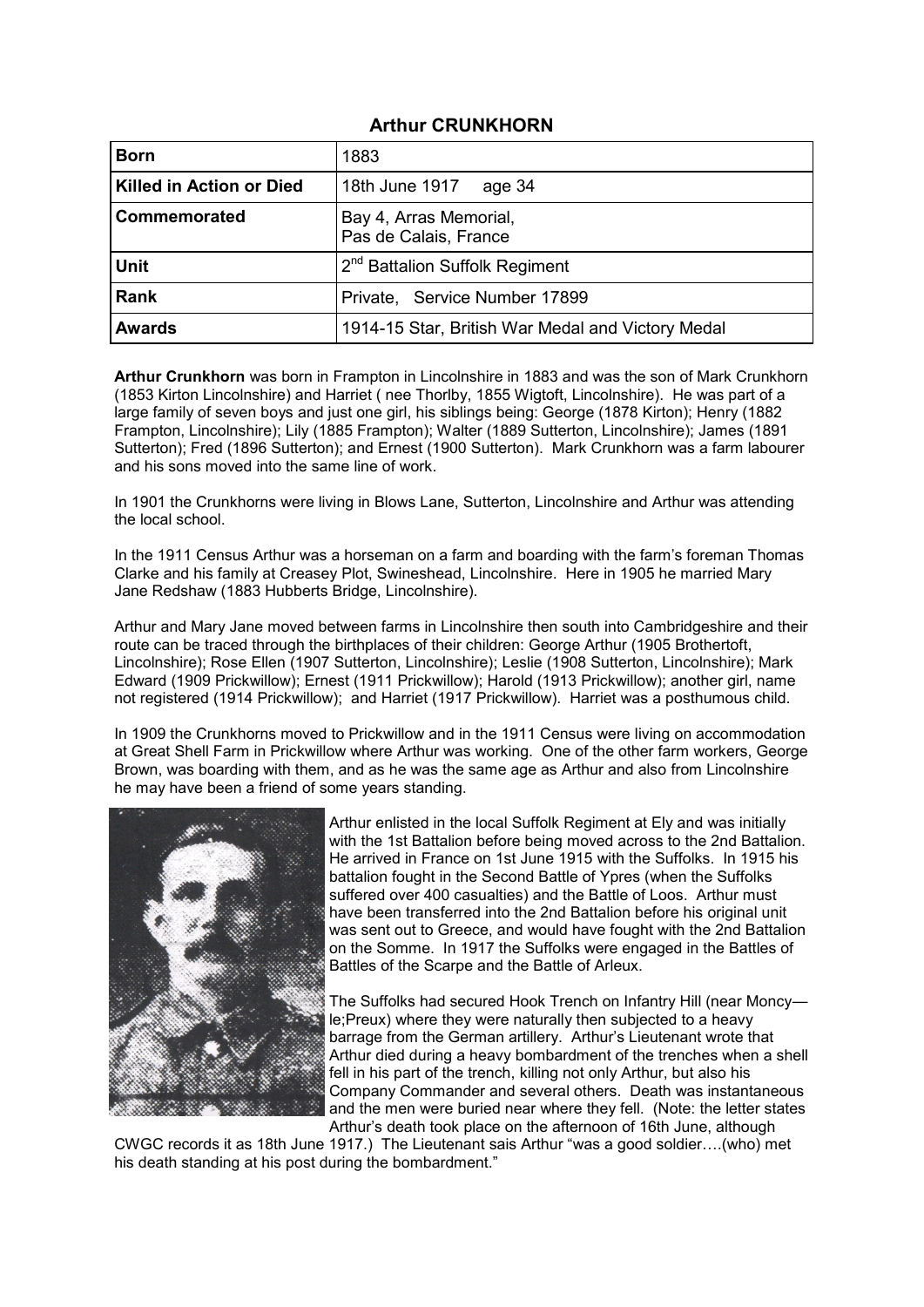## Arthur CRUNKHORN

| **Born** | 1883 |
|---|---|
| **Killed in Action or Died** | 18th June 1917 age 34 |
| **Commemorated** | Bay 4, Arras Memorial, Pas de Calais, France |
| **Unit** | 2nd Battalion Suffolk Regiment |
| **Rank** | Private, Service Number 17899 |
| **Awards** | 1914-15 Star, British War Medal and Victory Medal |

**Arthur Crunkhorn** was born in Frampton in Lincolnshire in 1883 and was the son of Mark Crunkhorn (1853 Kirton Lincolnshire) and Harriet ( nee Thorlby, 1855 Wigtoft, Lincolnshire). He was part of a large family of seven boys and just one girl, his siblings being: George (1878 Kirton); Henry (1882 Frampton, Lincolnshire); Lily (1885 Frampton); Walter (1889 Sutterton, Lincolnshire); James (1891 Sutterton); Fred (1896 Sutterton); and Ernest (1900 Sutterton). Mark Crunkhorn was a farm labourer and his sons moved into the same line of work.

In 1901 the Crunkhorns were living in Blows Lane, Sutterton, Lincolnshire and Arthur was attending the local school.

In the 1911 Census Arthur was a horseman on a farm and boarding with the farm's foreman Thomas Clarke and his family at Creasey Plot, Swineshead, Lincolnshire. Here in 1905 he married Mary Jane Redshaw (1883 Hubberts Bridge, Lincolnshire).

Arthur and Mary Jane moved between farms in Lincolnshire then south into Cambridgeshire and their route can be traced through the birthplaces of their children: George Arthur (1905 Brothertoft, Lincolnshire); Rose Ellen (1907 Sutterton, Lincolnshire); Leslie (1908 Sutterton, Lincolnshire); Mark Edward (1909 Prickwillow); Ernest (1911 Prickwillow); Harold (1913 Prickwillow); another girl, name not registered (1914 Prickwillow); and Harriet (1917 Prickwillow). Harriet was a posthumous child.

In 1909 the Crunkhorns moved to Prickwillow and in the 1911 Census were living on accommodation at Great Shell Farm in Prickwillow where Arthur was working. One of the other farm workers, George Brown, was boarding with them, and as he was the same age as Arthur and also from Lincolnshire he may have been a friend of some years standing.

Arthur enlisted in the local Suffolk Regiment at Ely and was initially with the 1st Battalion before being moved across to the 2nd Battalion. He arrived in France on 1st June 1915 with the Suffolks. In 1915 his battalion fought in the Second Battle of Ypres (when the Suffolks suffered over 400 casualties) and the Battle of Loos. Arthur must have been transferred into the 2nd Battalion before his original unit was sent out to Greece, and would have fought with the 2nd Battalion on the Somme. In 1917 the Suffolks were engaged in the Battles of Battles of the Scarpe and the Battle of Arleux.

The Suffolks had secured Hook Trench on Infantry Hill (near Moncy—le;Preux) where they were naturally then subjected to a heavy barrage from the German artillery. Arthur's Lieutenant wrote that Arthur died during a heavy bombardment of the trenches when a shell fell in his part of the trench, killing not only Arthur, but also his Company Commander and several others. Death was instantaneous and the men were buried near where they fell. (Note: the letter states Arthur's death took place on the afternoon of 16th June, although CWGC records it as 18th June 1917.) The Lieutenant sais Arthur "was a good soldier….(who) met his death standing at his post during the bombardment."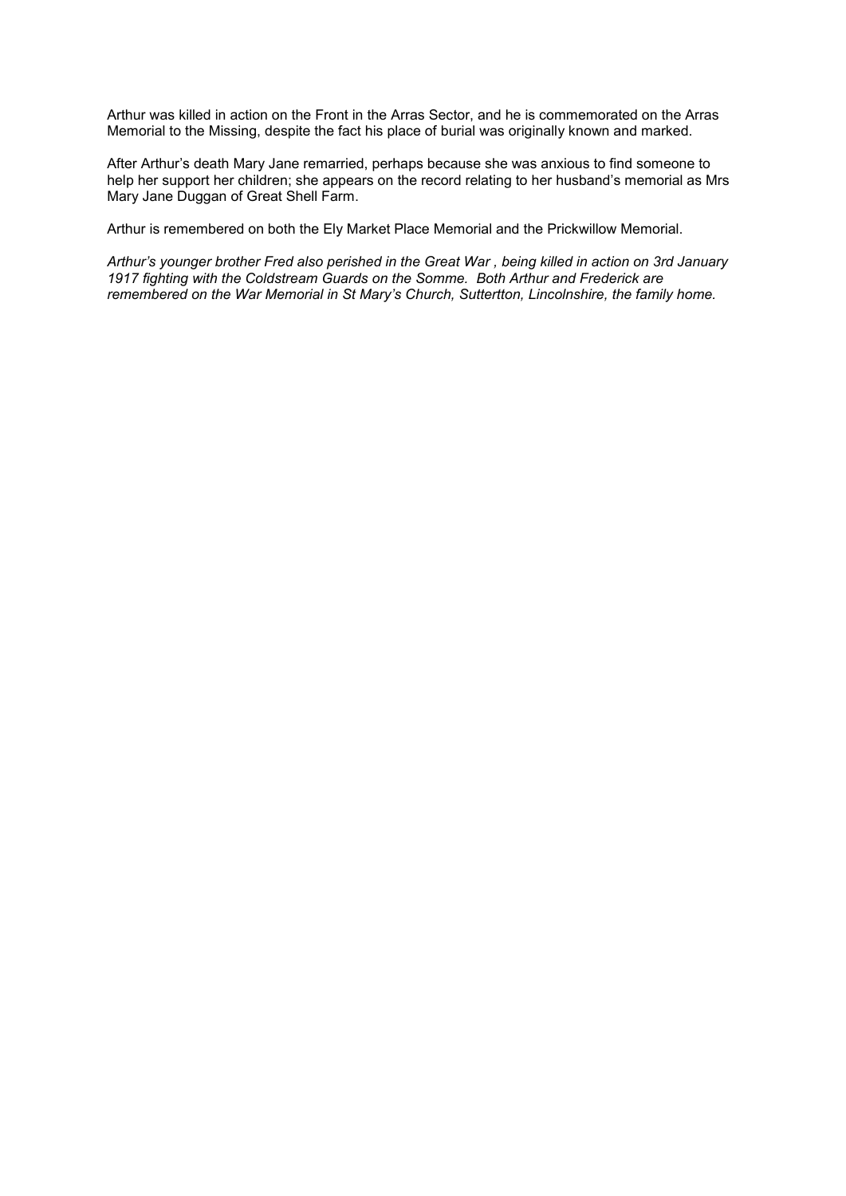Arthur was killed in action on the Front in the Arras Sector, and he is commemorated on the Arras Memorial to the Missing, despite the fact his place of burial was originally known and marked.

After Arthur's death Mary Jane remarried, perhaps because she was anxious to find someone to help her support her children; she appears on the record relating to her husband's memorial as Mrs Mary Jane Duggan of Great Shell Farm.

Arthur is remembered on both the Ely Market Place Memorial and the Prickwillow Memorial.

*Arthur's younger brother Fred also perished in the Great War , being killed in action on 3rd January 1917 fighting with the Coldstream Guards on the Somme. Both Arthur and Frederick are remembered on the War Memorial in St Mary's Church, Suttertton, Lincolnshire, the family home.*